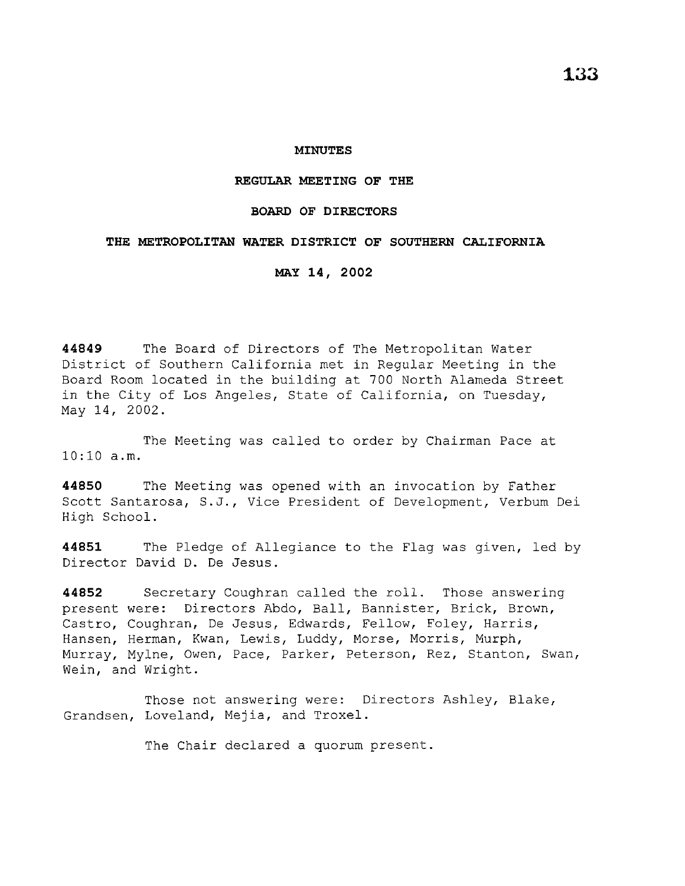**MINUTES**

**REGULAR MEETING OF THE**

**BOARD OF DIRECTORS**

**THE METROPOLITAN WATER DISTRICT OF SOUTHERN CALIFORNIA**

**MAY 14, 2002**

**44849** The Board of Directors of The Metropolitan Water District of Southern California met in Regular Meeting in the Board Room located in the building at 700 North Alameda Street in the City of Los Angeles, State of California, on Tuesday, May 14, 2002.

The Meeting was called to order by Chairman Pace at 10:10 a.m.

**44850** The Meeting was opened with an invocation by Father Scott Santarosa, S.J., Vice President of Development, Verbum Dei High School.

**44851** The Pledge of Allegiance to the Flag was given, led by Director David D. De Jesus.

**44852** Secretary Coughran called the roll. Those answering present were: Directors Abdo, Ball, Bannister, Brick, Brown, Castro, Coughran, De Jesus, Edwards, Fellow, Foley, Harris, Hansen, Herman, Kwan, Lewis, Luddy, Morse, Morris, Murph, Murray, Mylne, Owen, Pace, Parker, Peterson, Rez, Stanton, Swan, Wein, and Wright.

Those not answering were: Directors Ashley, Blake, Grandsen, Loveland, Mejia, and Troxel.

The Chair declared a quorum present.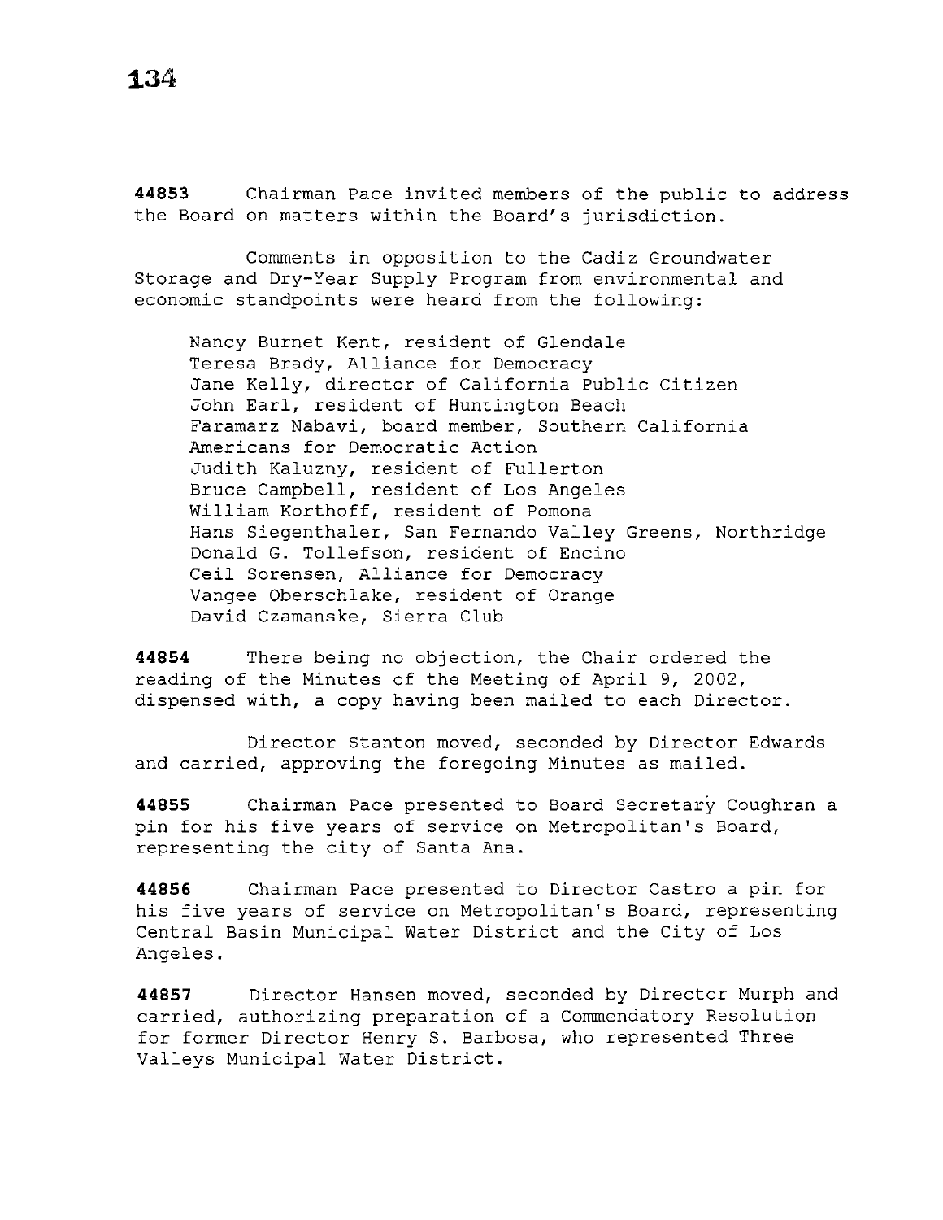**44853** Chairman Pace invited members of the public to address the Board on matters within the Board's jurisdiction.

Comments in opposition to the Cadiz Groundwater Storage and Dry-Year Supply Program from environmental and economic standpoints were heard from the following:

Nancy Burnet Kent, resident of Glendale
Teresa Brady, Alliance for Democracy
Jane Kelly, director of California Public Citizen
John Earl, resident of Huntington Beach
Faramarz Nabavi, board member, Southern California Americans for Democratic Action
Judith Kaluzny, resident of Fullerton
Bruce Campbell, resident of Los Angeles
William Korthoff, resident of Pomona
Hans Siegenthaler, San Fernando Valley Greens, Northridge
Donald G. Tollefson, resident of Encino
Ceil Sorensen, Alliance for Democracy
Vangee Oberschlake, resident of Orange
David Czamanske, Sierra Club

**44854** There being no objection, the Chair ordered the reading of the Minutes of the Meeting of April 9, 2002, dispensed with, a copy having been mailed to each Director.

Director Stanton moved, seconded by Director Edwards and carried, approving the foregoing Minutes as mailed.

**44855** Chairman Pace presented to Board Secretary Coughran a pin for his five years of service on Metropolitan's Board, representing the city of Santa Ana.

**44856** Chairman Pace presented to Director Castro a pin for his five years of service on Metropolitan's Board, representing Central Basin Municipal Water District and the City of Los Angeles.

**44857** Director Hansen moved, seconded by Director Murph and carried, authorizing preparation of a Commendatory Resolution for former Director Henry S. Barbosa, who represented Three Valleys Municipal Water District.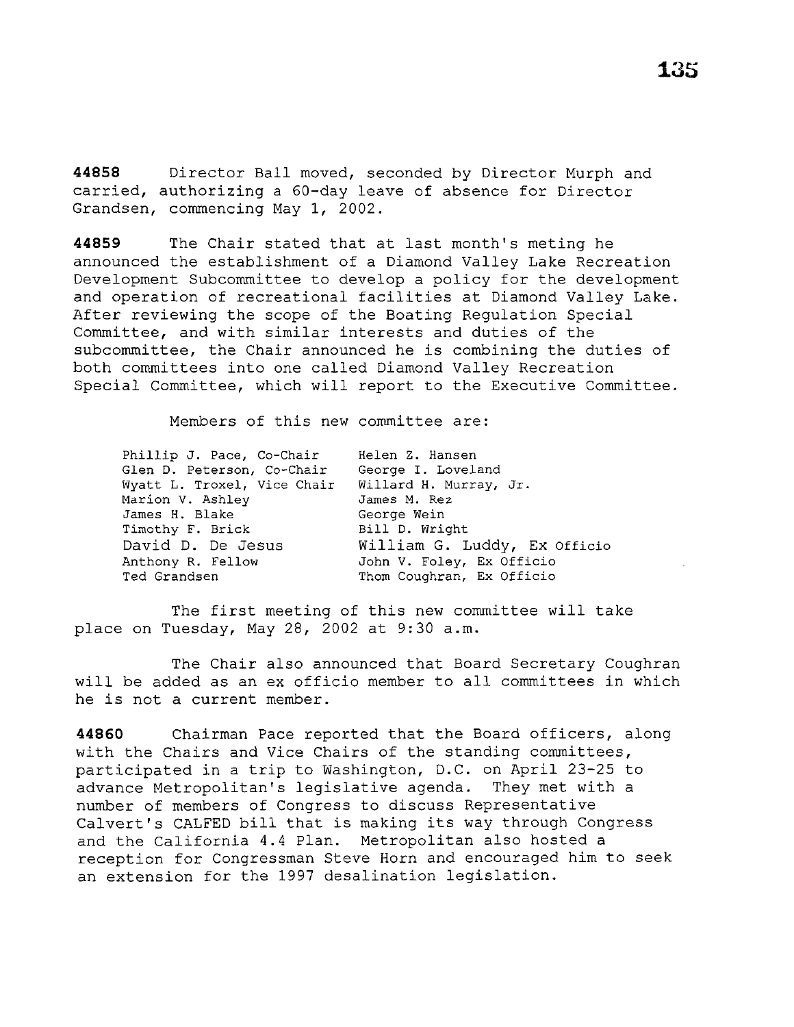**44858** Director Ball moved, seconded by Director Murph and carried, authorizing a 60-day leave of absence for Director Grandsen, commencing May 1, 2002.

**44859** The Chair stated that at last month's meting he announced the establishment of a Diamond Valley Lake Recreation Development Subcommittee to develop a policy for the development and operation of recreational facilities at Diamond Valley Lake. After reviewing the scope of the Boating Regulation Special Committee, and with similar interests and duties of the subcommittee, the Chair announced he is combining the duties of both committees into one called Diamond Valley Recreation Special Committee, which will report to the Executive Committee.

Members of this new committee are:

| | |
|---|---|
| Phillip J. Pace, Co-Chair | Helen Z. Hansen |
| Glen D. Peterson, Co-Chair | George I. Loveland |
| Wyatt L. Troxel, Vice Chair | Willard H. Murray, Jr. |
| Marion V. Ashley | James M. Rez |
| James H. Blake | George Wein |
| Timothy F. Brick | Bill D. Wright |
| David D. De Jesus | William G. Luddy, Ex Officio |
| Anthony R. Fellow | John V. Foley, Ex Officio |
| Ted Grandsen | Thom Coughran, Ex Officio |

The first meeting of this new committee will take place on Tuesday, May 28, 2002 at 9:30 a.m.

The Chair also announced that Board Secretary Coughran will be added as an ex officio member to all committees in which he is not a current member.

**44860** Chairman Pace reported that the Board officers, along with the Chairs and Vice Chairs of the standing committees, participated in a trip to Washington, D.C. on April 23-25 to advance Metropolitan's legislative agenda. They met with a number of members of Congress to discuss Representative Calvert's CALFED bill that is making its way through Congress and the California 4.4 Plan. Metropolitan also hosted a reception for Congressman Steve Horn and encouraged him to seek an extension for the 1997 desalination legislation.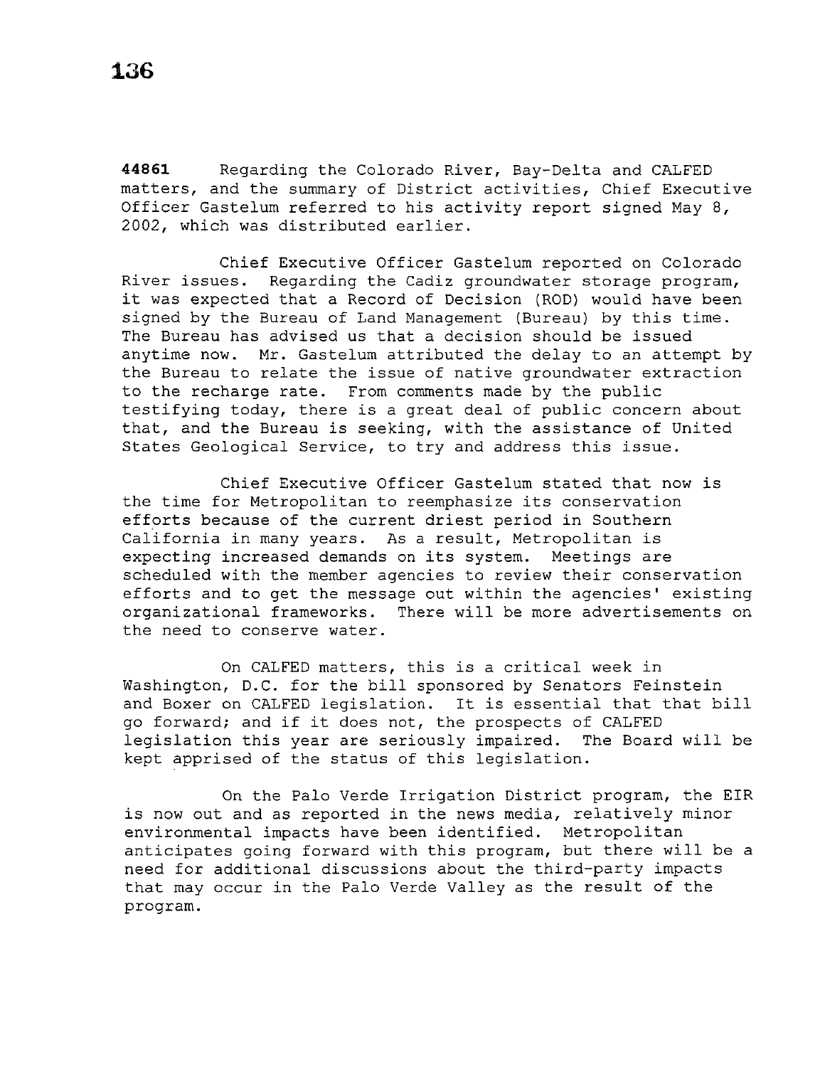**44861** Regarding the Colorado River, Bay-Delta and CALFED matters, and the summary of District activities, Chief Executive Officer Gastelum referred to his activity report signed May 8, 2002, which was distributed earlier.

Chief Executive Officer Gastelum reported on Colorado River issues. Regarding the Cadiz groundwater storage program, it was expected that a Record of Decision (ROD) would have been signed by the Bureau of Land Management (Bureau) by this time. The Bureau has advised us that a decision should be issued anytime now. Mr. Gastelum attributed the delay to an attempt by the Bureau to relate the issue of native groundwater extraction to the recharge rate. From comments made by the public testifying today, there is a great deal of public concern about that, and the Bureau is seeking, with the assistance of United States Geological Service, to try and address this issue.

Chief Executive Officer Gastelum stated that now is the time for Metropolitan to reemphasize its conservation efforts because of the current driest period in Southern California in many years. As a result, Metropolitan is expecting increased demands on its system. Meetings are scheduled with the member agencies to review their conservation efforts and to get the message out within the agencies' existing organizational frameworks. There will be more advertisements on the need to conserve water.

On CALFED matters, this is a critical week in Washington, D.C. for the bill sponsored by Senators Feinstein and Boxer on CALFED legislation. It is essential that that bill go forward; and if it does not, the prospects of CALFED legislation this year are seriously impaired. The Board will be kept apprised of the status of this legislation.

On the Palo Verde Irrigation District program, the EIR is now out and as reported in the news media, relatively minor environmental impacts have been identified. Metropolitan anticipates going forward with this program, but there will be a need for additional discussions about the third-party impacts that may occur in the Palo Verde Valley as the result of the program.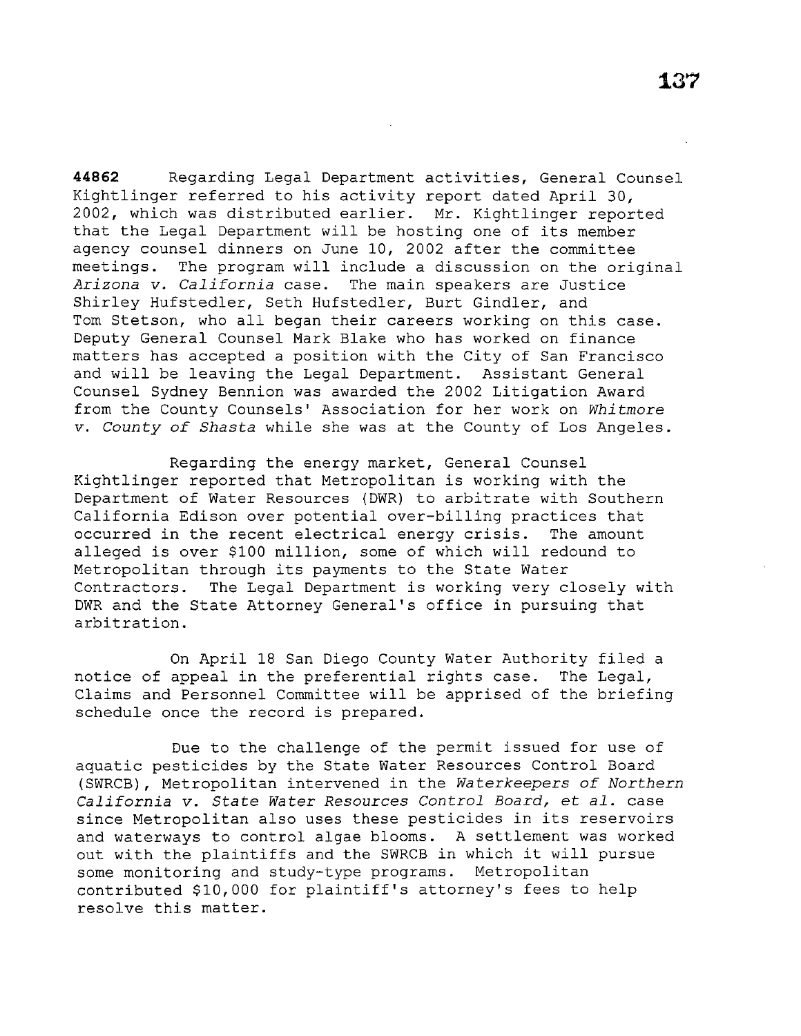**44862** Regarding Legal Department activities, General Counsel Kightlinger referred to his activity report dated April 30, 2002, which was distributed earlier. Mr. Kightlinger reported that the Legal Department will be hosting one of its member agency counsel dinners on June 10, 2002 after the committee meetings. The program will include a discussion on the original *Arizona v. California* case. The main speakers are Justice Shirley Hufstedler, Seth Hufstedler, Burt Gindler, and Tom Stetson, who all began their careers working on this case. Deputy General Counsel Mark Blake who has worked on finance matters has accepted a position with the City of San Francisco and will be leaving the Legal Department. Assistant General Counsel Sydney Bennion was awarded the 2002 Litigation Award from the County Counsels' Association for her work on *Whitmore v. County of Shasta* while she was at the County of Los Angeles.

Regarding the energy market, General Counsel Kightlinger reported that Metropolitan is working with the Department of Water Resources (DWR) to arbitrate with Southern California Edison over potential over-billing practices that occurred in the recent electrical energy crisis. The amount alleged is over $100 million, some of which will redound to Metropolitan through its payments to the State Water Contractors. The Legal Department is working very closely with DWR and the State Attorney General's office in pursuing that arbitration.

On April 18 San Diego County Water Authority filed a notice of appeal in the preferential rights case. The Legal, Claims and Personnel Committee will be apprised of the briefing schedule once the record is prepared.

Due to the challenge of the permit issued for use of aquatic pesticides by the State Water Resources Control Board (SWRCB), Metropolitan intervened in the *Waterkeepers of Northern California v. State Water Resources Control Board, et al.* case since Metropolitan also uses these pesticides in its reservoirs and waterways to control algae blooms. A settlement was worked out with the plaintiffs and the SWRCB in which it will pursue some monitoring and study-type programs. Metropolitan contributed $10,000 for plaintiff's attorney's fees to help resolve this matter.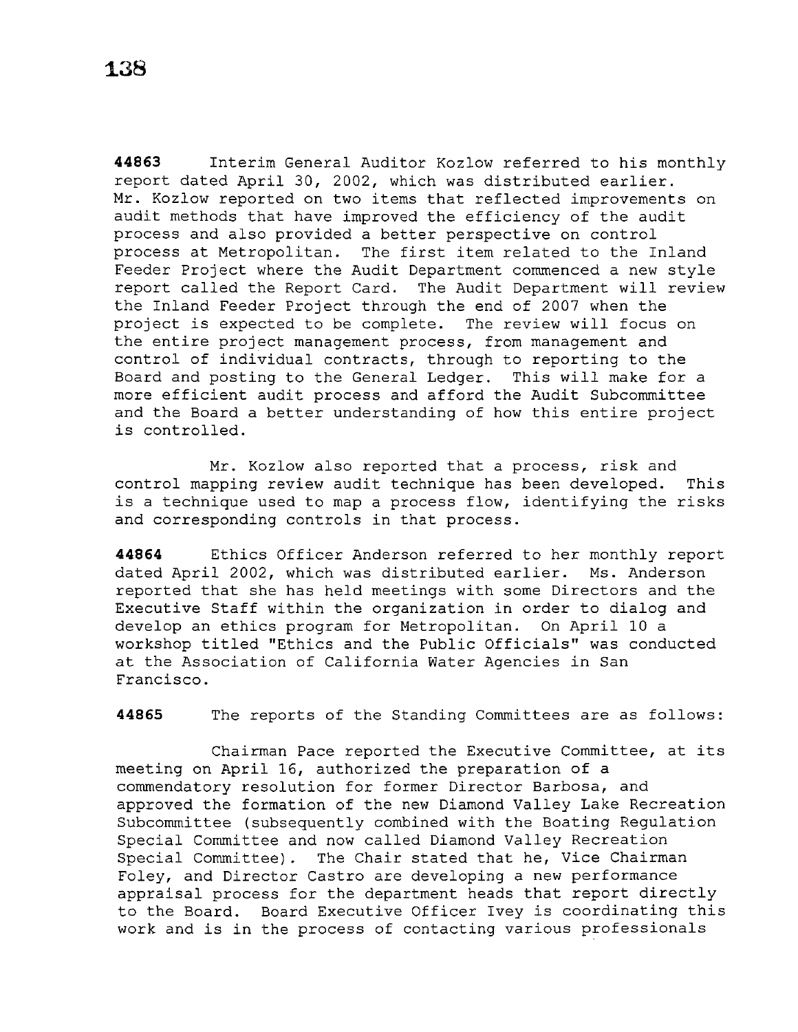**44863** Interim General Auditor Kozlow referred to his monthly report dated April 30, 2002, which was distributed earlier. Mr. Kozlow reported on two items that reflected improvements on audit methods that have improved the efficiency of the audit process and also provided a better perspective on control process at Metropolitan. The first item related to the Inland Feeder Project where the Audit Department commenced a new style report called the Report Card. The Audit Department will review the Inland Feeder Project through the end of 2007 when the project is expected to be complete. The review will focus on the entire project management process, from management and control of individual contracts, through to reporting to the Board and posting to the General Ledger. This will make for a more efficient audit process and afford the Audit Subcommittee and the Board a better understanding of how this entire project is controlled.

Mr. Kozlow also reported that a process, risk and control mapping review audit technique has been developed. This is a technique used to map a process flow, identifying the risks and corresponding controls in that process.

**44864** Ethics Officer Anderson referred to her monthly report dated April 2002, which was distributed earlier. Ms. Anderson reported that she has held meetings with some Directors and the Executive Staff within the organization in order to dialog and develop an ethics program for Metropolitan. On April 10 a workshop titled "Ethics and the Public Officials" was conducted at the Association of California Water Agencies in San Francisco.

**44865** The reports of the Standing Committees are as follows:

Chairman Pace reported the Executive Committee, at its meeting on April 16, authorized the preparation of a commendatory resolution for former Director Barbosa, and approved the formation of the new Diamond Valley Lake Recreation Subcommittee (subsequently combined with the Boating Regulation Special Committee and now called Diamond Valley Recreation Special Committee). The Chair stated that he, Vice Chairman Foley, and Director Castro are developing a new performance appraisal process for the department heads that report directly to the Board. Board Executive Officer Ivey is coordinating this work and is in the process of contacting various professionals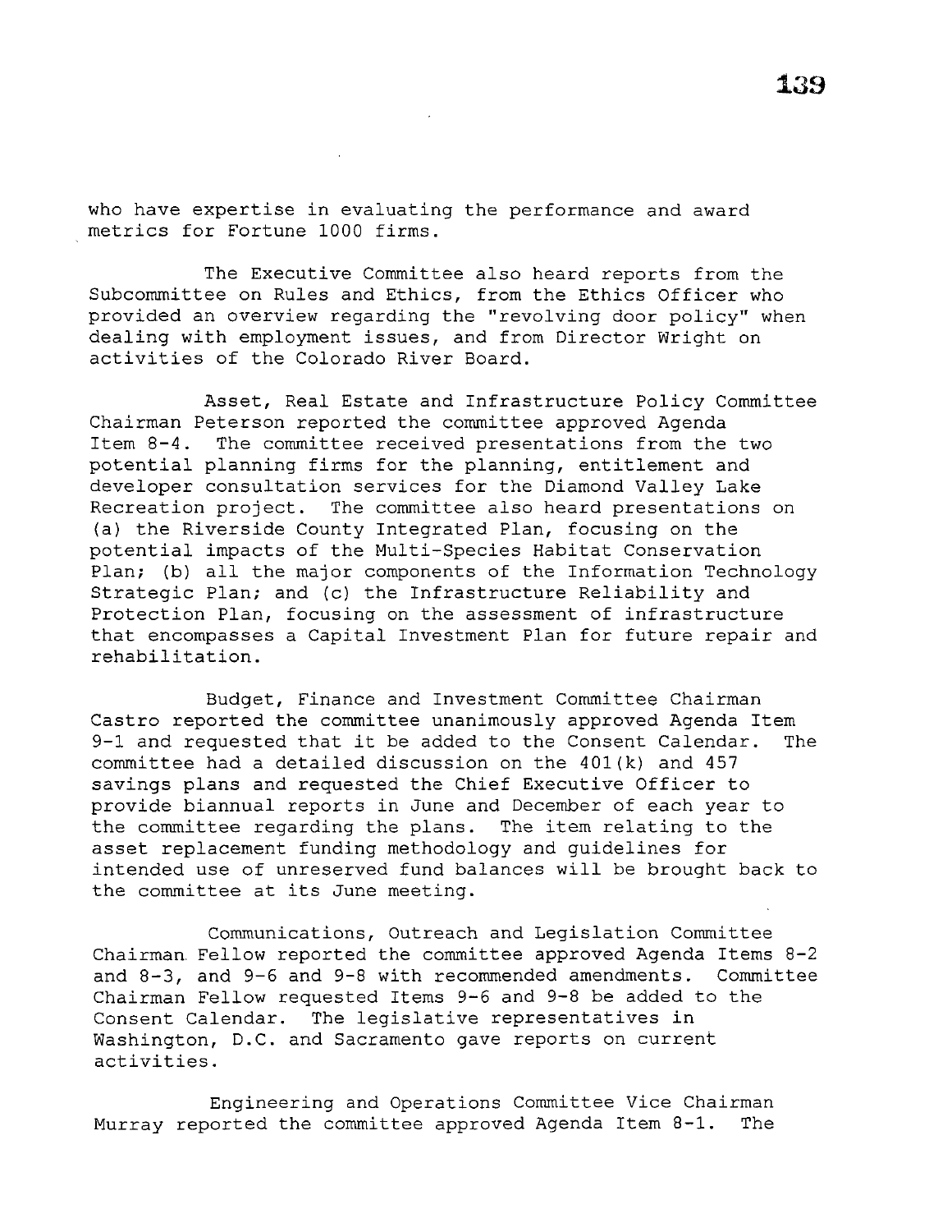who have expertise in evaluating the performance and award metrics for Fortune 1000 firms.

The Executive Committee also heard reports from the Subcommittee on Rules and Ethics, from the Ethics Officer who provided an overview regarding the "revolving door policy" when dealing with employment issues, and from Director Wright on activities of the Colorado River Board.

Asset, Real Estate and Infrastructure Policy Committee Chairman Peterson reported the committee approved Agenda Item 8-4. The committee received presentations from the two potential planning firms for the planning, entitlement and developer consultation services for the Diamond Valley Lake Recreation project. The committee also heard presentations on (a) the Riverside County Integrated Plan, focusing on the potential impacts of the Multi-Species Habitat Conservation Plan; (b) all the major components of the Information Technology Strategic Plan; and (c) the Infrastructure Reliability and Protection Plan, focusing on the assessment of infrastructure that encompasses a Capital Investment Plan for future repair and rehabilitation.

Budget, Finance and Investment Committee Chairman Castro reported the committee unanimously approved Agenda Item 9-1 and requested that it be added to the Consent Calendar. The committee had a detailed discussion on the 401(k) and 457 savings plans and requested the Chief Executive Officer to provide biannual reports in June and December of each year to the committee regarding the plans. The item relating to the asset replacement funding methodology and guidelines for intended use of unreserved fund balances will be brought back to the committee at its June meeting.

Communications, Outreach and Legislation Committee Chairman Fellow reported the committee approved Agenda Items 8-2 and 8-3, and 9-6 and 9-8 with recommended amendments. Committee Chairman Fellow requested Items 9-6 and 9-8 be added to the Consent Calendar. The legislative representatives in Washington, D.C. and Sacramento gave reports on current activities.

Engineering and Operations Committee Vice Chairman Murray reported the committee approved Agenda Item 8-1. The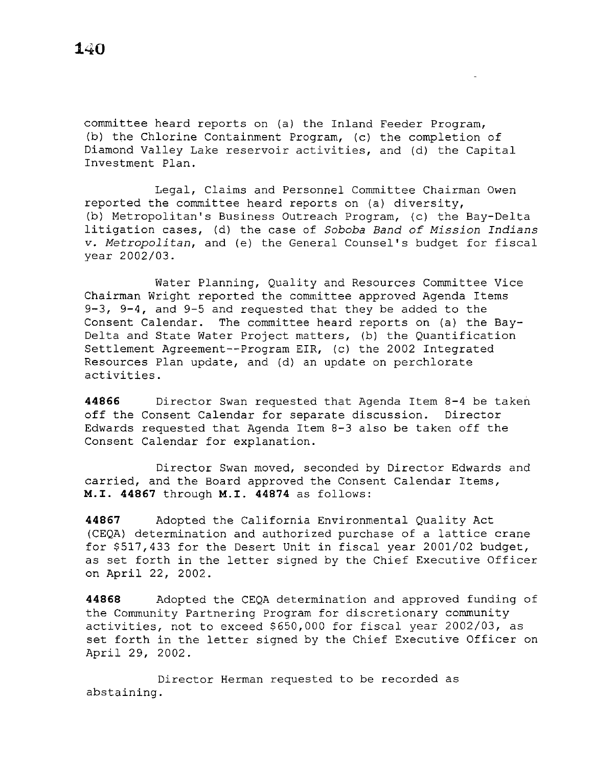committee heard reports on (a) the Inland Feeder Program, (b) the Chlorine Containment Program, (c) the completion of Diamond Valley Lake reservoir activities, and (d) the Capital Investment Plan.

Legal, Claims and Personnel Committee Chairman Owen reported the committee heard reports on (a) diversity, (b) Metropolitan's Business Outreach Program, (c) the Bay-Delta litigation cases, (d) the case of *Soboba Band of Mission Indians v. Metropolitan*, and (e) the General Counsel's budget for fiscal year 2002/03.

Water Planning, Quality and Resources Committee Vice Chairman Wright reported the committee approved Agenda Items 9-3, 9-4, and 9-5 and requested that they be added to the Consent Calendar. The committee heard reports on (a) the Bay-Delta and State Water Project matters, (b) the Quantification Settlement Agreement--Program EIR, (c) the 2002 Integrated Resources Plan update, and (d) an update on perchlorate activities.

**44866** Director Swan requested that Agenda Item 8-4 be taken off the Consent Calendar for separate discussion. Director Edwards requested that Agenda Item 8-3 also be taken off the Consent Calendar for explanation.

Director Swan moved, seconded by Director Edwards and carried, and the Board approved the Consent Calendar Items, **M.I. 44867** through **M.I. 44874** as follows:

**44867** Adopted the California Environmental Quality Act (CEQA) determination and authorized purchase of a lattice crane for $517,433 for the Desert Unit in fiscal year 2001/02 budget, as set forth in the letter signed by the Chief Executive Officer on April 22, 2002.

**44868** Adopted the CEQA determination and approved funding of the Community Partnering Program for discretionary community activities, not to exceed $650,000 for fiscal year 2002/03, as set forth in the letter signed by the Chief Executive Officer on April 29, 2002.

Director Herman requested to be recorded as abstaining.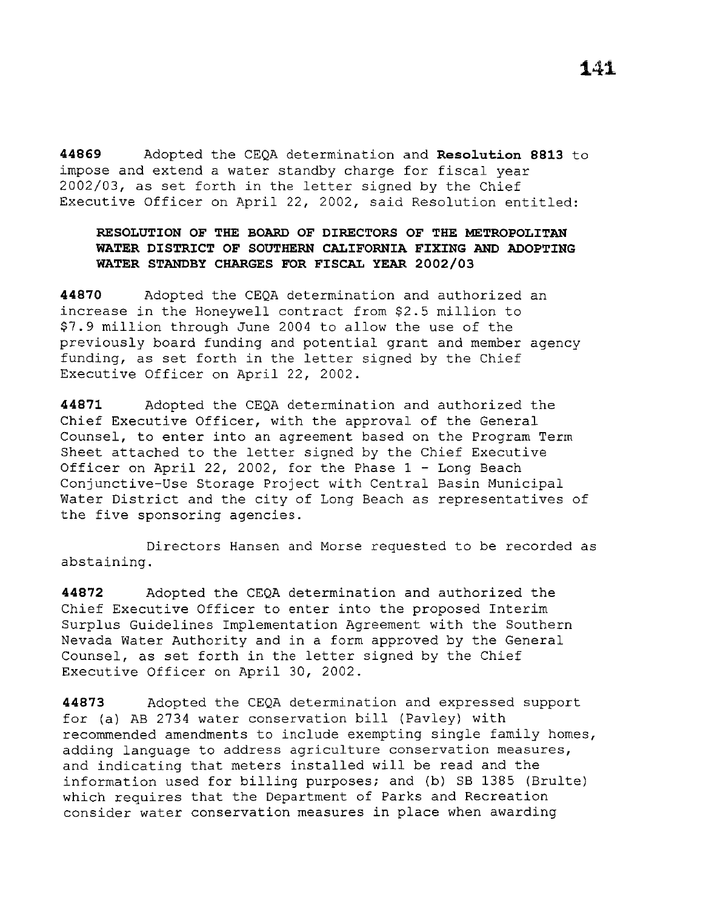**44869** Adopted the CEQA determination and **Resolution 8813** to impose and extend a water standby charge for fiscal year 2002/03, as set forth in the letter signed by the Chief Executive Officer on April 22, 2002, said Resolution entitled:

> **RESOLUTION OF THE BOARD OF DIRECTORS OF THE METROPOLITAN WATER DISTRICT OF SOUTHERN CALIFORNIA FIXING AND ADOPTING WATER STANDBY CHARGES FOR FISCAL YEAR 2002/03**

**44870** Adopted the CEQA determination and authorized an increase in the Honeywell contract from $2.5 million to $7.9 million through June 2004 to allow the use of the previously board funding and potential grant and member agency funding, as set forth in the letter signed by the Chief Executive Officer on April 22, 2002.

**44871** Adopted the CEQA determination and authorized the Chief Executive Officer, with the approval of the General Counsel, to enter into an agreement based on the Program Term Sheet attached to the letter signed by the Chief Executive Officer on April 22, 2002, for the Phase 1 - Long Beach Conjunctive-Use Storage Project with Central Basin Municipal Water District and the city of Long Beach as representatives of the five sponsoring agencies.

Directors Hansen and Morse requested to be recorded as abstaining.

**44872** Adopted the CEQA determination and authorized the Chief Executive Officer to enter into the proposed Interim Surplus Guidelines Implementation Agreement with the Southern Nevada Water Authority and in a form approved by the General Counsel, as set forth in the letter signed by the Chief Executive Officer on April 30, 2002.

**44873** Adopted the CEQA determination and expressed support for (a) AB 2734 water conservation bill (Pavley) with recommended amendments to include exempting single family homes, adding language to address agriculture conservation measures, and indicating that meters installed will be read and the information used for billing purposes; and (b) SB 1385 (Brulte) which requires that the Department of Parks and Recreation consider water conservation measures in place when awarding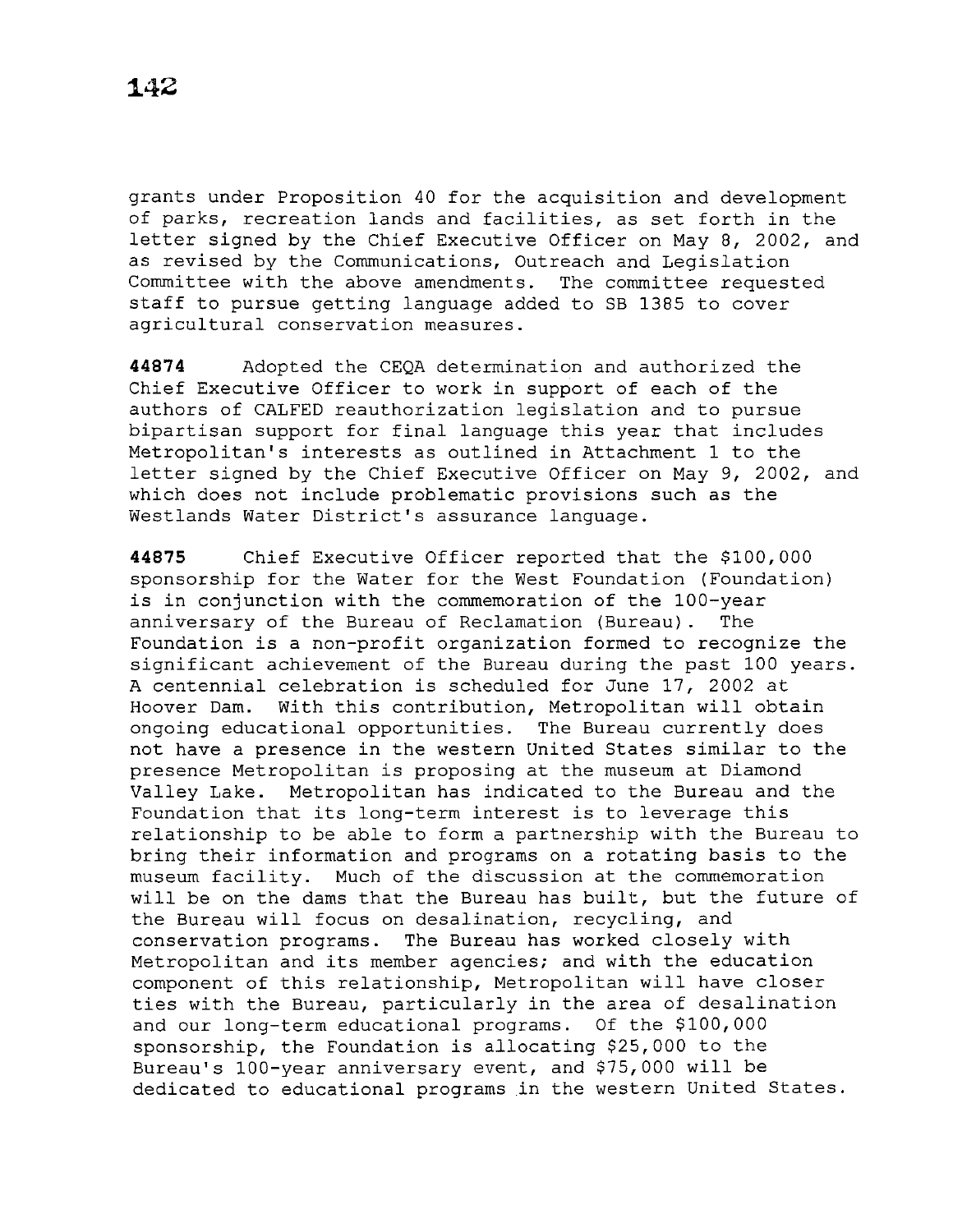grants under Proposition 40 for the acquisition and development of parks, recreation lands and facilities, as set forth in the letter signed by the Chief Executive Officer on May 8, 2002, and as revised by the Communications, Outreach and Legislation Committee with the above amendments. The committee requested staff to pursue getting language added to SB 1385 to cover agricultural conservation measures.

**44874** Adopted the CEQA determination and authorized the Chief Executive Officer to work in support of each of the authors of CALFED reauthorization legislation and to pursue bipartisan support for final language this year that includes Metropolitan's interests as outlined in Attachment 1 to the letter signed by the Chief Executive Officer on May 9, 2002, and which does not include problematic provisions such as the Westlands Water District's assurance language.

**44875** Chief Executive Officer reported that the $100,000 sponsorship for the Water for the West Foundation (Foundation) is in conjunction with the commemoration of the 100-year anniversary of the Bureau of Reclamation (Bureau). The Foundation is a non-profit organization formed to recognize the significant achievement of the Bureau during the past 100 years. A centennial celebration is scheduled for June 17, 2002 at Hoover Dam. With this contribution, Metropolitan will obtain ongoing educational opportunities. The Bureau currently does not have a presence in the western United States similar to the presence Metropolitan is proposing at the museum at Diamond Valley Lake. Metropolitan has indicated to the Bureau and the Foundation that its long-term interest is to leverage this relationship to be able to form a partnership with the Bureau to bring their information and programs on a rotating basis to the museum facility. Much of the discussion at the commemoration will be on the dams that the Bureau has built, but the future of the Bureau will focus on desalination, recycling, and conservation programs. The Bureau has worked closely with Metropolitan and its member agencies; and with the education component of this relationship, Metropolitan will have closer ties with the Bureau, particularly in the area of desalination and our long-term educational programs. Of the $100,000 sponsorship, the Foundation is allocating $25,000 to the Bureau's 100-year anniversary event, and $75,000 will be dedicated to educational programs in the western United States.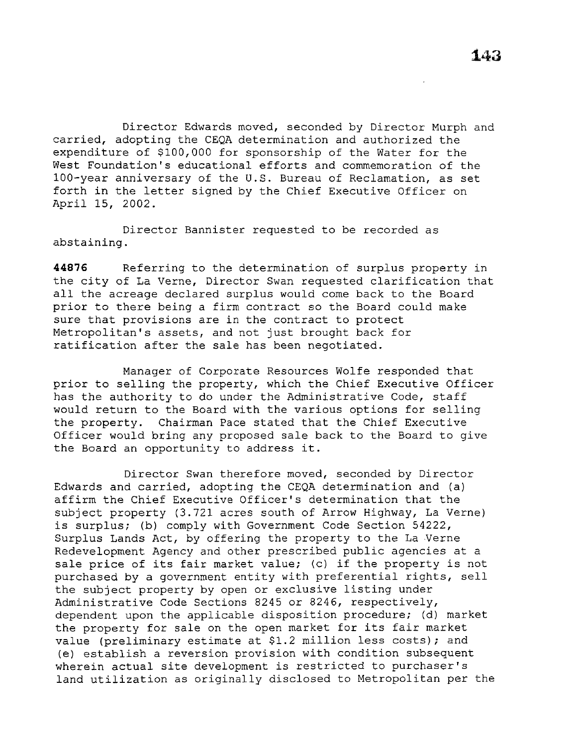Director Edwards moved, seconded by Director Murph and carried, adopting the CEQA determination and authorized the expenditure of $100,000 for sponsorship of the Water for the West Foundation's educational efforts and commemoration of the 100-year anniversary of the U.S. Bureau of Reclamation, as set forth in the letter signed by the Chief Executive Officer on April 15, 2002.

Director Bannister requested to be recorded as abstaining.

**44876** Referring to the determination of surplus property in the city of La Verne, Director Swan requested clarification that all the acreage declared surplus would come back to the Board prior to there being a firm contract so the Board could make sure that provisions are in the contract to protect Metropolitan's assets, and not just brought back for ratification after the sale has been negotiated.

Manager of Corporate Resources Wolfe responded that prior to selling the property, which the Chief Executive Officer has the authority to do under the Administrative Code, staff would return to the Board with the various options for selling the property. Chairman Pace stated that the Chief Executive Officer would bring any proposed sale back to the Board to give the Board an opportunity to address it.

Director Swan therefore moved, seconded by Director Edwards and carried, adopting the CEQA determination and (a) affirm the Chief Executive Officer's determination that the subject property (3.721 acres south of Arrow Highway, La Verne) is surplus; (b) comply with Government Code Section 54222, Surplus Lands Act, by offering the property to the La Verne Redevelopment Agency and other prescribed public agencies at a sale price of its fair market value; (c) if the property is not purchased by a government entity with preferential rights, sell the subject property by open or exclusive listing under Administrative Code Sections 8245 or 8246, respectively, dependent upon the applicable disposition procedure; (d) market the property for sale on the open market for its fair market value (preliminary estimate at $1.2 million less costs); and (e) establish a reversion provision with condition subsequent wherein actual site development is restricted to purchaser's land utilization as originally disclosed to Metropolitan per the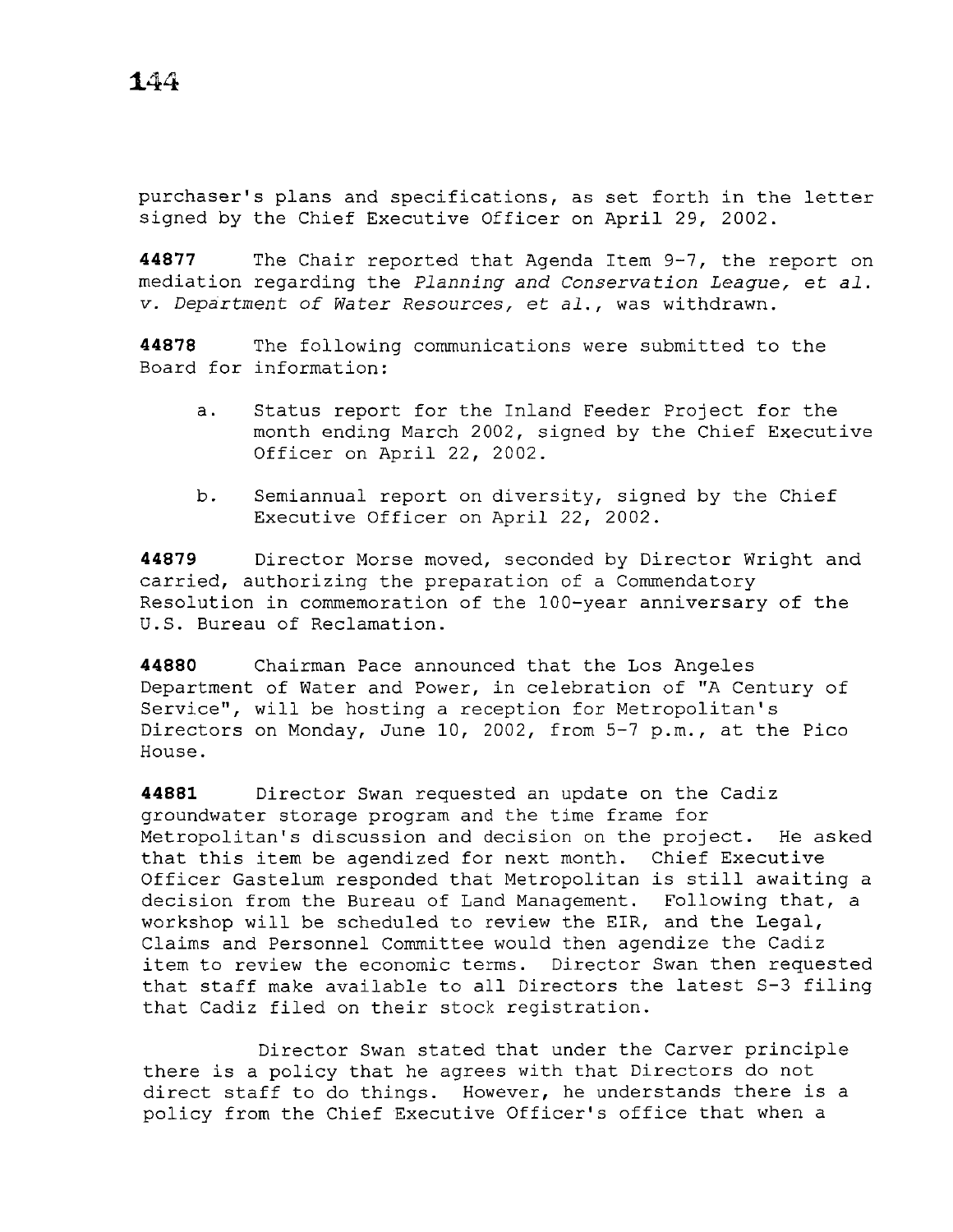purchaser's plans and specifications, as set forth in the letter signed by the Chief Executive Officer on April 29, 2002.

**44877** The Chair reported that Agenda Item 9-7, the report on mediation regarding the *Planning and Conservation League, et al. v. Department of Water Resources, et al.*, was withdrawn.

**44878** The following communications were submitted to the Board for information:

a. Status report for the Inland Feeder Project for the month ending March 2002, signed by the Chief Executive Officer on April 22, 2002.

b. Semiannual report on diversity, signed by the Chief Executive Officer on April 22, 2002.

**44879** Director Morse moved, seconded by Director Wright and carried, authorizing the preparation of a Commendatory Resolution in commemoration of the 100-year anniversary of the U.S. Bureau of Reclamation.

**44880** Chairman Pace announced that the Los Angeles Department of Water and Power, in celebration of "A Century of Service", will be hosting a reception for Metropolitan's Directors on Monday, June 10, 2002, from 5-7 p.m., at the Pico House.

**44881** Director Swan requested an update on the Cadiz groundwater storage program and the time frame for Metropolitan's discussion and decision on the project. He asked that this item be agendized for next month. Chief Executive Officer Gastelum responded that Metropolitan is still awaiting a decision from the Bureau of Land Management. Following that, a workshop will be scheduled to review the EIR, and the Legal, Claims and Personnel Committee would then agendize the Cadiz item to review the economic terms. Director Swan then requested that staff make available to all Directors the latest S-3 filing that Cadiz filed on their stock registration.

Director Swan stated that under the Carver principle there is a policy that he agrees with that Directors do not direct staff to do things. However, he understands there is a policy from the Chief Executive Officer's office that when a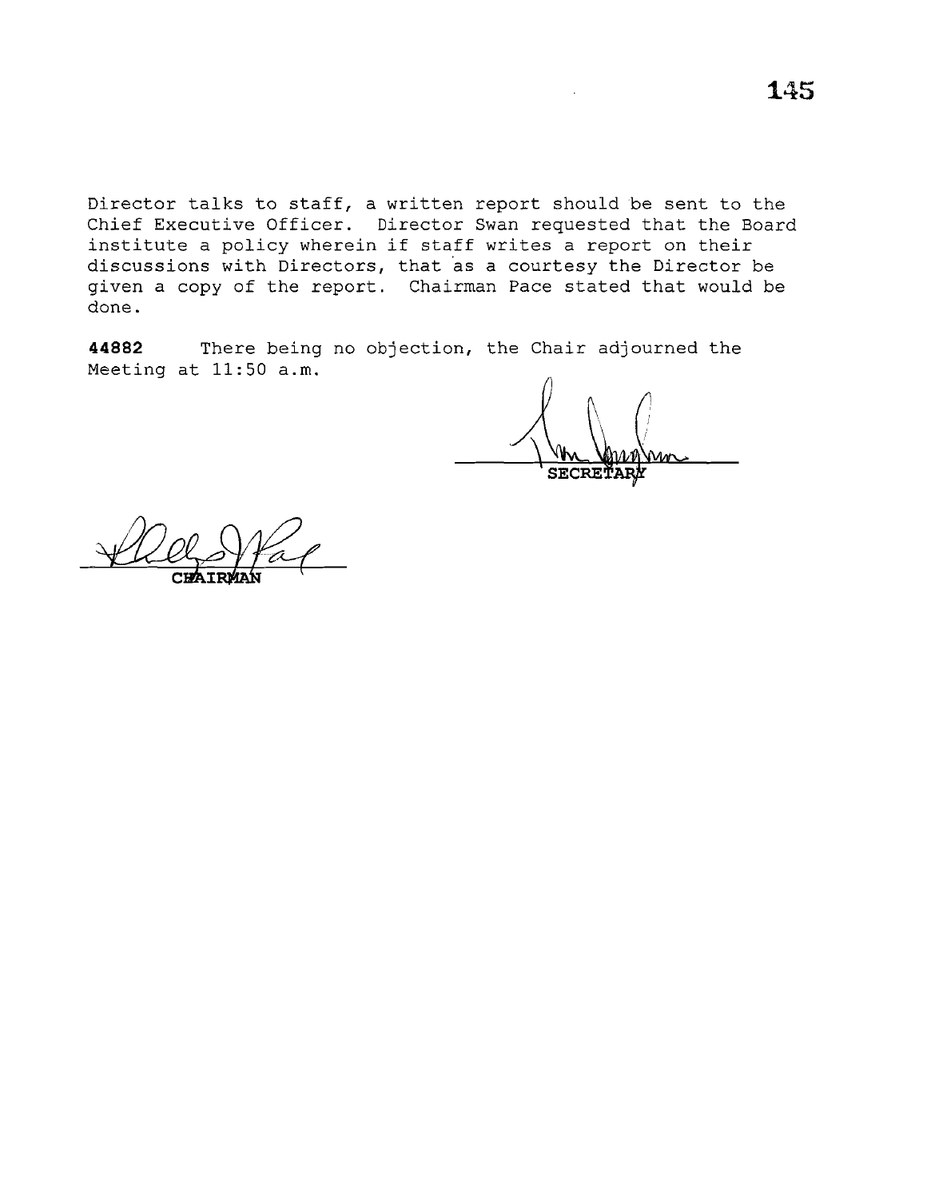Director talks to staff, a written report should be sent to the Chief Executive Officer. Director Swan requested that the Board institute a policy wherein if staff writes a report on their discussions with Directors, that as a courtesy the Director be given a copy of the report. Chairman Pace stated that would be done.

**44882** There being no objection, the Chair adjourned the Meeting at 11:50 a.m.

SECRETARY

CHAIRMAN